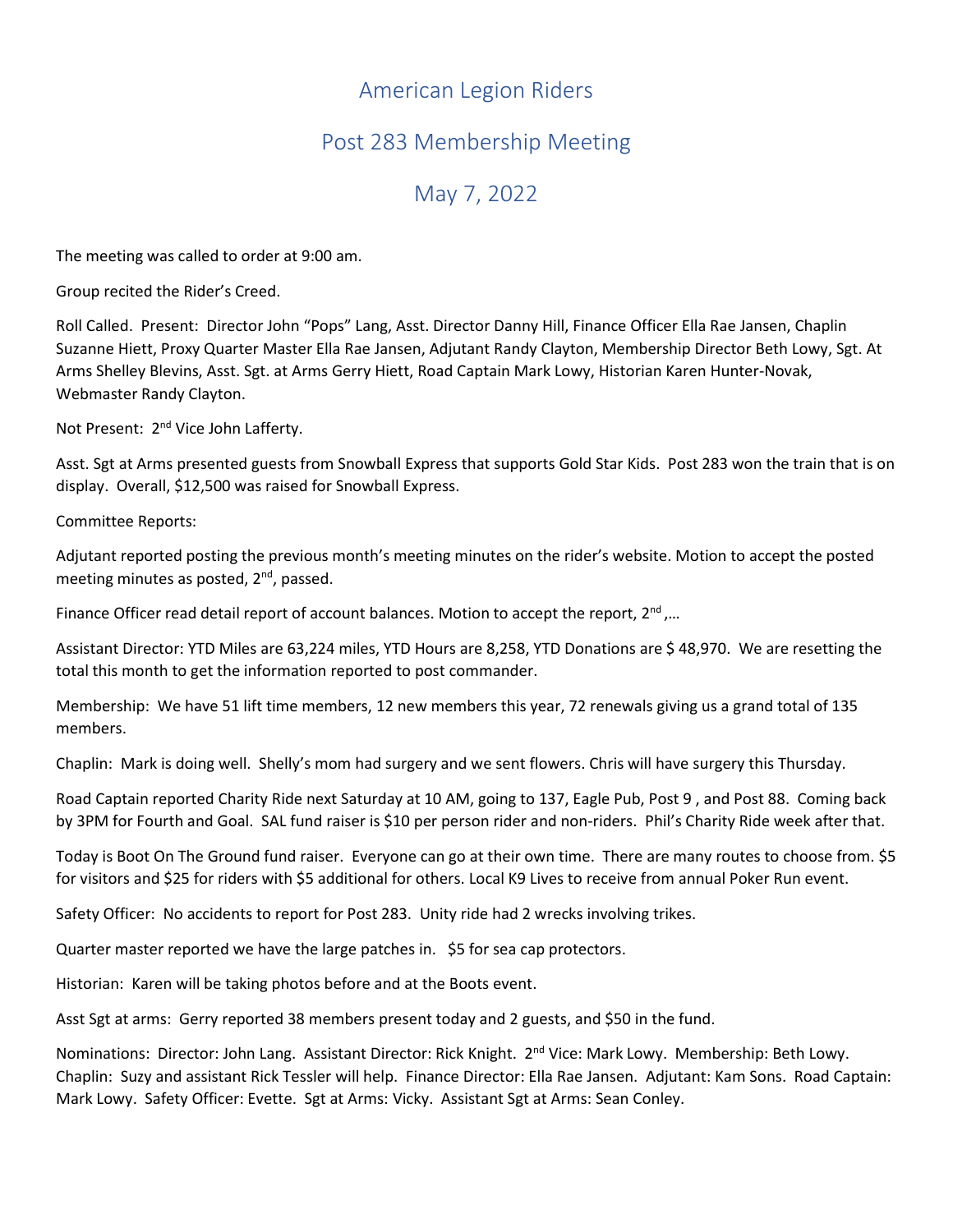# American Legion Riders

## Post 283 Membership Meeting

## May 7, 2022

The meeting was called to order at 9:00 am.

Group recited the Rider's Creed.

Roll Called. Present: Director John "Pops" Lang, Asst. Director Danny Hill, Finance Officer Ella Rae Jansen, Chaplin Suzanne Hiett, Proxy Quarter Master Ella Rae Jansen, Adjutant Randy Clayton, Membership Director Beth Lowy, Sgt. At Arms Shelley Blevins, Asst. Sgt. at Arms Gerry Hiett, Road Captain Mark Lowy, Historian Karen Hunter-Novak, Webmaster Randy Clayton.

Not Present: 2nd Vice John Lafferty.

Asst. Sgt at Arms presented guests from Snowball Express that supports Gold Star Kids. Post 283 won the train that is on display. Overall, $12,500 was raised for Snowball Express.

Committee Reports:

Adjutant reported posting the previous month's meeting minutes on the rider's website. Motion to accept the posted meeting minutes as posted, 2nd, passed.

Finance Officer read detail report of account balances. Motion to accept the report, 2nd ,...

Assistant Director: YTD Miles are 63,224 miles, YTD Hours are 8,258, YTD Donations are $ 48,970. We are resetting the total this month to get the information reported to post commander.

Membership: We have 51 lift time members, 12 new members this year, 72 renewals giving us a grand total of 135 members.

Chaplin: Mark is doing well. Shelly's mom had surgery and we sent flowers. Chris will have surgery this Thursday.

Road Captain reported Charity Ride next Saturday at 10 AM, going to 137, Eagle Pub, Post 9 , and Post 88. Coming back by 3PM for Fourth and Goal. SAL fund raiser is $10 per person rider and non-riders. Phil's Charity Ride week after that.

Today is Boot On The Ground fund raiser. Everyone can go at their own time. There are many routes to choose from. $5 for visitors and $25 for riders with $5 additional for others. Local K9 Lives to receive from annual Poker Run event.

Safety Officer: No accidents to report for Post 283. Unity ride had 2 wrecks involving trikes.

Quarter master reported we have the large patches in. $5 for sea cap protectors.

Historian: Karen will be taking photos before and at the Boots event.

Asst Sgt at arms: Gerry reported 38 members present today and 2 guests, and $50 in the fund.

Nominations: Director: John Lang. Assistant Director: Rick Knight. 2nd Vice: Mark Lowy. Membership: Beth Lowy. Chaplin: Suzy and assistant Rick Tessler will help. Finance Director: Ella Rae Jansen. Adjutant: Kam Sons. Road Captain: Mark Lowy. Safety Officer: Evette. Sgt at Arms: Vicky. Assistant Sgt at Arms: Sean Conley.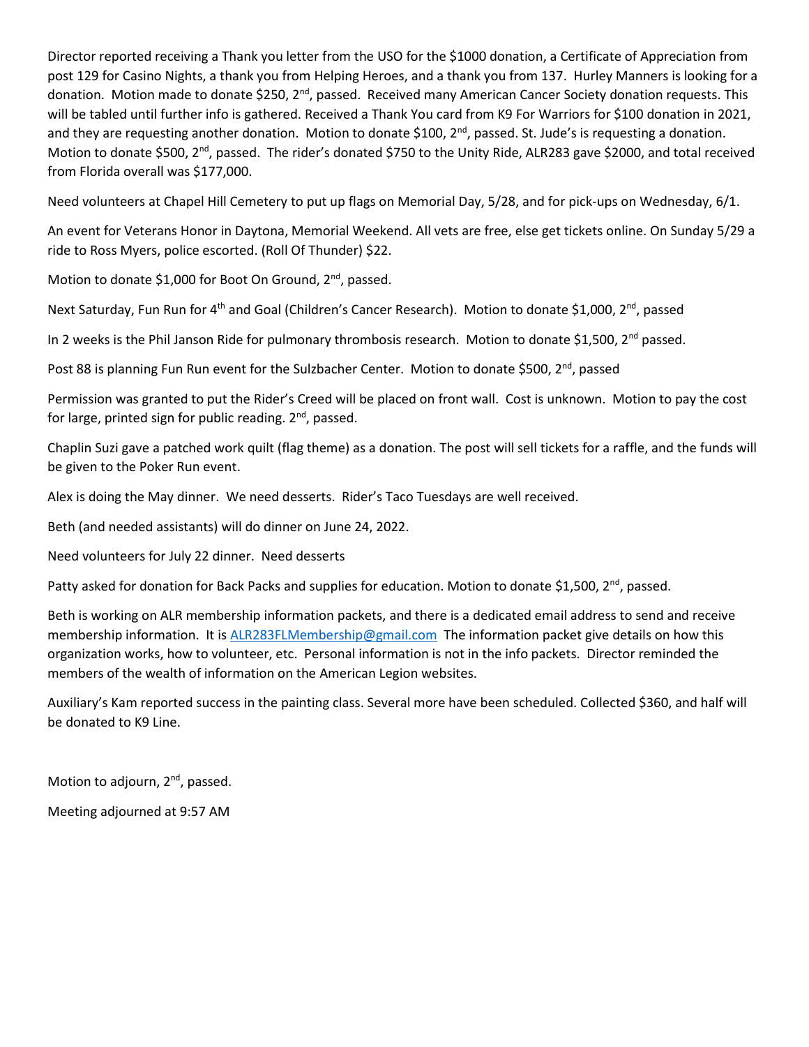Director reported receiving a Thank you letter from the USO for the $1000 donation, a Certificate of Appreciation from post 129 for Casino Nights, a thank you from Helping Heroes, and a thank you from 137. Hurley Manners is looking for a donation. Motion made to donate $250, 2nd, passed. Received many American Cancer Society donation requests. This will be tabled until further info is gathered. Received a Thank You card from K9 For Warriors for $100 donation in 2021, and they are requesting another donation. Motion to donate $100, 2nd, passed. St. Jude's is requesting a donation. Motion to donate $500, 2nd, passed. The rider's donated $750 to the Unity Ride, ALR283 gave $2000, and total received from Florida overall was $177,000.

Need volunteers at Chapel Hill Cemetery to put up flags on Memorial Day, 5/28, and for pick-ups on Wednesday, 6/1.

An event for Veterans Honor in Daytona, Memorial Weekend. All vets are free, else get tickets online. On Sunday 5/29 a ride to Ross Myers, police escorted. (Roll Of Thunder) $22.

Motion to donate $1,000 for Boot On Ground, 2nd, passed.

Next Saturday, Fun Run for 4th and Goal (Children's Cancer Research). Motion to donate $1,000, 2nd, passed

In 2 weeks is the Phil Janson Ride for pulmonary thrombosis research. Motion to donate $1,500, 2nd passed.

Post 88 is planning Fun Run event for the Sulzbacher Center. Motion to donate $500, 2nd, passed

Permission was granted to put the Rider's Creed will be placed on front wall. Cost is unknown. Motion to pay the cost for large, printed sign for public reading. 2nd, passed.

Chaplin Suzi gave a patched work quilt (flag theme) as a donation. The post will sell tickets for a raffle, and the funds will be given to the Poker Run event.

Alex is doing the May dinner. We need desserts. Rider's Taco Tuesdays are well received.

Beth (and needed assistants) will do dinner on June 24, 2022.

Need volunteers for July 22 dinner. Need desserts

Patty asked for donation for Back Packs and supplies for education. Motion to donate $1,500, 2nd, passed.

Beth is working on ALR membership information packets, and there is a dedicated email address to send and receive membership information. It is ALR283FLMembership@gmail.com The information packet give details on how this organization works, how to volunteer, etc. Personal information is not in the info packets. Director reminded the members of the wealth of information on the American Legion websites.

Auxiliary's Kam reported success in the painting class. Several more have been scheduled. Collected $360, and half will be donated to K9 Line.

Motion to adjourn, 2nd, passed.

Meeting adjourned at 9:57 AM